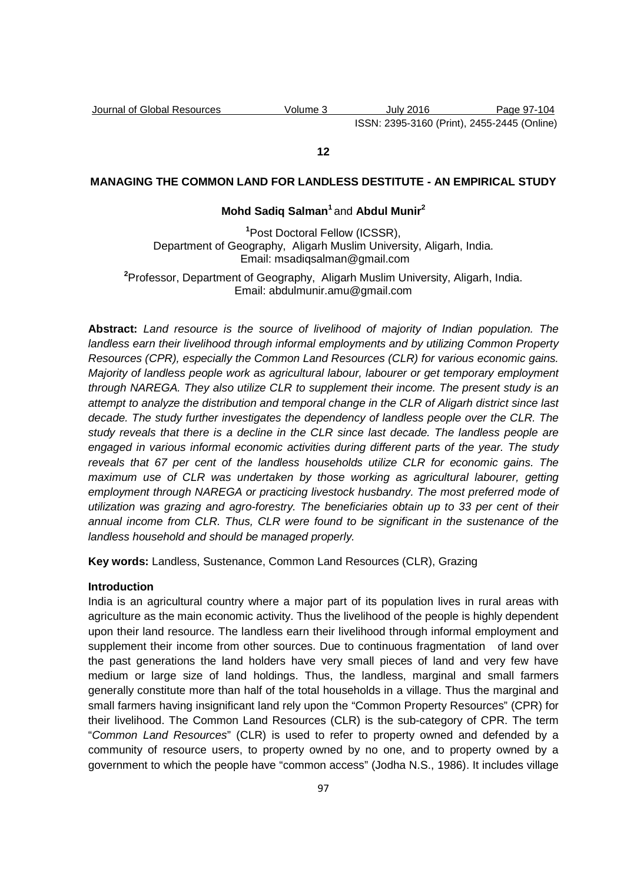**12**

# MANAGING THE COMMON LAND FOR LANDLESS DESTITUTE - AN EMPIRICAL STUDY

**Mohd Sadiq Salman**[1] and **Abdul Munir**[2]

[1]Post Doctoral Fellow (ICSSR),
Department of Geography, Aligarh Muslim University, Aligarh, India.
Email: msadiqsalman@gmail.com

[2]Professor, Department of Geography, Aligarh Muslim University, Aligarh, India.
Email: abdulmunir.amu@gmail.com

**Abstract:** *Land resource is the source of livelihood of majority of Indian population. The landless earn their livelihood through informal employments and by utilizing Common Property Resources (CPR), especially the Common Land Resources (CLR) for various economic gains. Majority of landless people work as agricultural labour, labourer or get temporary employment through NAREGA. They also utilize CLR to supplement their income. The present study is an attempt to analyze the distribution and temporal change in the CLR of Aligarh district since last decade. The study further investigates the dependency of landless people over the CLR. The study reveals that there is a decline in the CLR since last decade. The landless people are engaged in various informal economic activities during different parts of the year. The study reveals that 67 per cent of the landless households utilize CLR for economic gains. The maximum use of CLR was undertaken by those working as agricultural labourer, getting employment through NAREGA or practicing livestock husbandry. The most preferred mode of utilization was grazing and agro-forestry. The beneficiaries obtain up to 33 per cent of their annual income from CLR. Thus, CLR were found to be significant in the sustenance of the landless household and should be managed properly.*

**Key words:** Landless, Sustenance, Common Land Resources (CLR), Grazing

## Introduction

India is an agricultural country where a major part of its population lives in rural areas with agriculture as the main economic activity. Thus the livelihood of the people is highly dependent upon their land resource. The landless earn their livelihood through informal employment and supplement their income from other sources. Due to continuous fragmentation of land over the past generations the land holders have very small pieces of land and very few have medium or large size of land holdings. Thus, the landless, marginal and small farmers generally constitute more than half of the total households in a village. Thus the marginal and small farmers having insignificant land rely upon the "Common Property Resources" (CPR) for their livelihood. The Common Land Resources (CLR) is the sub-category of CPR. The term "*Common Land Resources*" (CLR) is used to refer to property owned and defended by a community of resource users, to property owned by no one, and to property owned by a government to which the people have "common access" (Jodha N.S., 1986). It includes village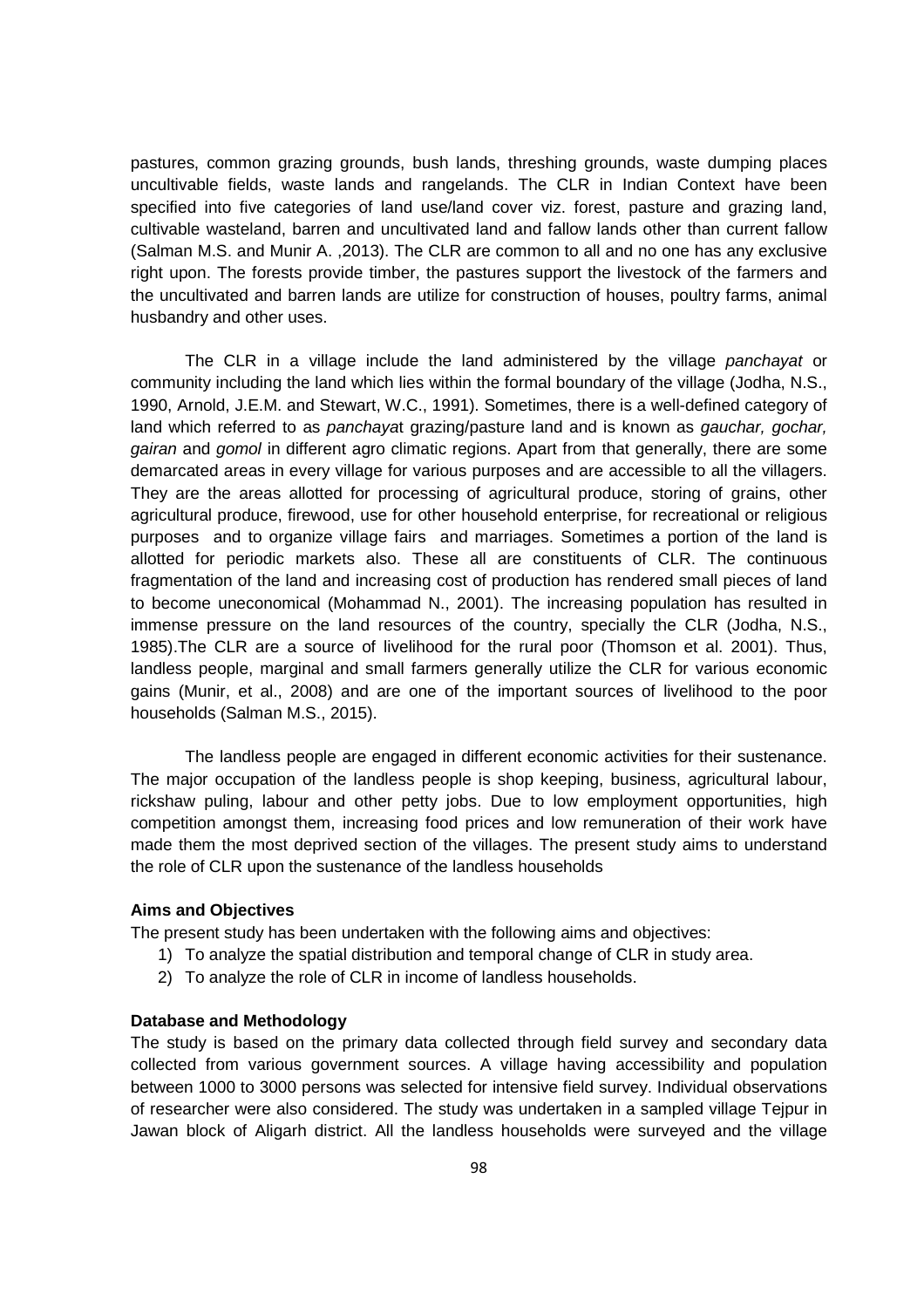pastures, common grazing grounds, bush lands, threshing grounds, waste dumping places uncultivable fields, waste lands and rangelands. The CLR in Indian Context have been specified into five categories of land use/land cover viz. forest, pasture and grazing land, cultivable wasteland, barren and uncultivated land and fallow lands other than current fallow (Salman M.S. and Munir A. ,2013). The CLR are common to all and no one has any exclusive right upon. The forests provide timber, the pastures support the livestock of the farmers and the uncultivated and barren lands are utilize for construction of houses, poultry farms, animal husbandry and other uses.

The CLR in a village include the land administered by the village *panchayat* or community including the land which lies within the formal boundary of the village (Jodha, N.S., 1990, Arnold, J.E.M. and Stewart, W.C., 1991). Sometimes, there is a well-defined category of land which referred to as *panchaya*t grazing/pasture land and is known as *gauchar, gochar, gairan* and *gomol* in different agro climatic regions. Apart from that generally, there are some demarcated areas in every village for various purposes and are accessible to all the villagers. They are the areas allotted for processing of agricultural produce, storing of grains, other agricultural produce, firewood, use for other household enterprise, for recreational or religious purposes and to organize village fairs and marriages. Sometimes a portion of the land is allotted for periodic markets also. These all are constituents of CLR. The continuous fragmentation of the land and increasing cost of production has rendered small pieces of land to become uneconomical (Mohammad N., 2001). The increasing population has resulted in immense pressure on the land resources of the country, specially the CLR (Jodha, N.S., 1985).The CLR are a source of livelihood for the rural poor (Thomson et al. 2001). Thus, landless people, marginal and small farmers generally utilize the CLR for various economic gains (Munir, et al., 2008) and are one of the important sources of livelihood to the poor households (Salman M.S., 2015).

The landless people are engaged in different economic activities for their sustenance. The major occupation of the landless people is shop keeping, business, agricultural labour, rickshaw puling, labour and other petty jobs. Due to low employment opportunities, high competition amongst them, increasing food prices and low remuneration of their work have made them the most deprived section of the villages. The present study aims to understand the role of CLR upon the sustenance of the landless households

**Aims and Objectives**

The present study has been undertaken with the following aims and objectives:

1) To analyze the spatial distribution and temporal change of CLR in study area.
2) To analyze the role of CLR in income of landless households.

**Database and Methodology**

The study is based on the primary data collected through field survey and secondary data collected from various government sources. A village having accessibility and population between 1000 to 3000 persons was selected for intensive field survey. Individual observations of researcher were also considered. The study was undertaken in a sampled village Tejpur in Jawan block of Aligarh district. All the landless households were surveyed and the village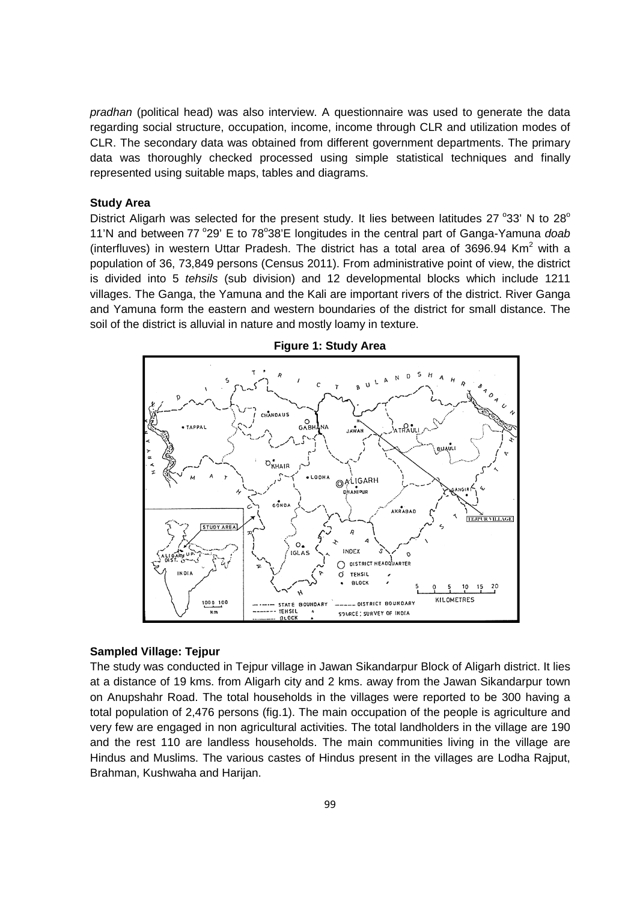*pradhan* (political head) was also interview. A questionnaire was used to generate the data regarding social structure, occupation, income, income through CLR and utilization modes of CLR. The secondary data was obtained from different government departments. The primary data was thoroughly checked processed using simple statistical techniques and finally represented using suitable maps, tables and diagrams.

### Study Area

District Aligarh was selected for the present study. It lies between latitudes 27 °33' N to 28° 11'N and between 77 °29' E to 78°38'E longitudes in the central part of Ganga-Yamuna *doab* (interfluves) in western Uttar Pradesh. The district has a total area of 3696.94 Km$^2$ with a population of 36, 73,849 persons (Census 2011). From administrative point of view, the district is divided into 5 *tehsils* (sub division) and 12 developmental blocks which include 1211 villages. The Ganga, the Yamuna and the Kali are important rivers of the district. River Ganga and Yamuna form the eastern and western boundaries of the district for small distance. The soil of the district is alluvial in nature and mostly loamy in texture.

**Figure 1: Study Area**

### Sampled Village: Tejpur

The study was conducted in Tejpur village in Jawan Sikandarpur Block of Aligarh district. It lies at a distance of 19 kms. from Aligarh city and 2 kms. away from the Jawan Sikandarpur town on Anupshahr Road. The total households in the villages were reported to be 300 having a total population of 2,476 persons (fig.1). The main occupation of the people is agriculture and very few are engaged in non agricultural activities. The total landholders in the village are 190 and the rest 110 are landless households. The main communities living in the village are Hindus and Muslims. The various castes of Hindus present in the villages are Lodha Rajput, Brahman, Kushwaha and Harijan.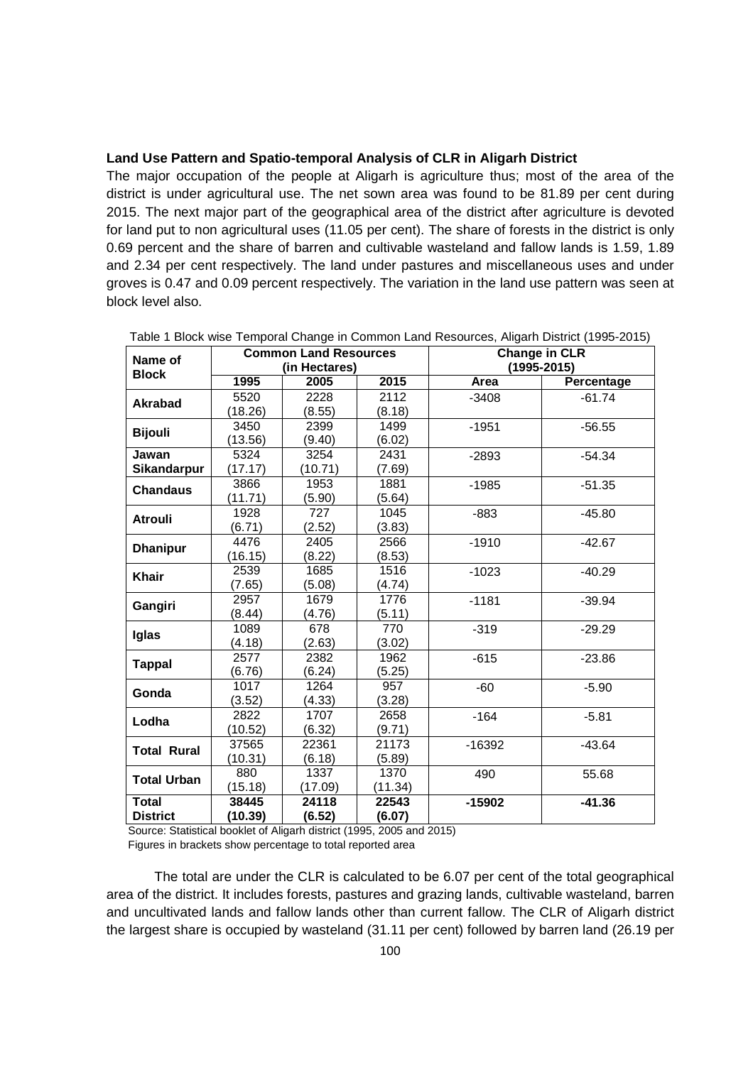**Land Use Pattern and Spatio-temporal Analysis of CLR in Aligarh District**

The major occupation of the people at Aligarh is agriculture thus; most of the area of the district is under agricultural use. The net sown area was found to be 81.89 per cent during 2015. The next major part of the geographical area of the district after agriculture is devoted for land put to non agricultural uses (11.05 per cent). The share of forests in the district is only 0.69 percent and the share of barren and cultivable wasteland and fallow lands is 1.59, 1.89 and 2.34 per cent respectively. The land under pastures and miscellaneous uses and under groves is 0.47 and 0.09 percent respectively. The variation in the land use pattern was seen at block level also.

Table 1 Block wise Temporal Change in Common Land Resources, Aligarh District (1995-2015)

| Name of Block | Common Land Resources (in Hectares) | | | Change in CLR (1995-2015) | |
|---|---|---|---|---|---|
| | 1995 | 2005 | 2015 | Area | Percentage |
| **Akrabad** | 5520 (18.26) | 2228 (8.55) | 2112 (8.18) | -3408 | -61.74 |
| **Bijouli** | 3450 (13.56) | 2399 (9.40) | 1499 (6.02) | -1951 | -56.55 |
| **Jawan Sikandarpur** | 5324 (17.17) | 3254 (10.71) | 2431 (7.69) | -2893 | -54.34 |
| **Chandaus** | 3866 (11.71) | 1953 (5.90) | 1881 (5.64) | -1985 | -51.35 |
| **Atrouli** | 1928 (6.71) | 727 (2.52) | 1045 (3.83) | -883 | -45.80 |
| **Dhanipur** | 4476 (16.15) | 2405 (8.22) | 2566 (8.53) | -1910 | -42.67 |
| **Khair** | 2539 (7.65) | 1685 (5.08) | 1516 (4.74) | -1023 | -40.29 |
| **Gangiri** | 2957 (8.44) | 1679 (4.76) | 1776 (5.11) | -1181 | -39.94 |
| **Iglas** | 1089 (4.18) | 678 (2.63) | 770 (3.02) | -319 | -29.29 |
| **Tappal** | 2577 (6.76) | 2382 (6.24) | 1962 (5.25) | -615 | -23.86 |
| **Gonda** | 1017 (3.52) | 1264 (4.33) | 957 (3.28) | -60 | -5.90 |
| **Lodha** | 2822 (10.52) | 1707 (6.32) | 2658 (9.71) | -164 | -5.81 |
| **Total Rural** | 37565 (10.31) | 22361 (6.18) | 21173 (5.89) | -16392 | -43.64 |
| **Total Urban** | 880 (15.18) | 1337 (17.09) | 1370 (11.34) | 490 | 55.68 |
| **Total District** | **38445 (10.39)** | **24118 (6.52)** | **22543 (6.07)** | **-15902** | **-41.36** |

Source: Statistical booklet of Aligarh district (1995, 2005 and 2015)
Figures in brackets show percentage to total reported area

The total are under the CLR is calculated to be 6.07 per cent of the total geographical area of the district. It includes forests, pastures and grazing lands, cultivable wasteland, barren and uncultivated lands and fallow lands other than current fallow. The CLR of Aligarh district the largest share is occupied by wasteland (31.11 per cent) followed by barren land (26.19 per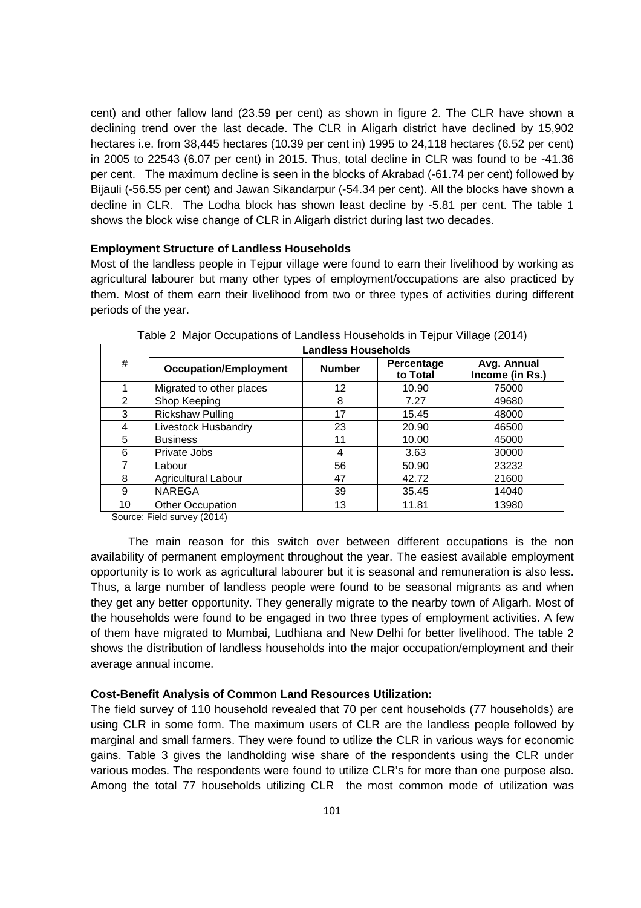cent) and other fallow land (23.59 per cent) as shown in figure 2. The CLR have shown a declining trend over the last decade. The CLR in Aligarh district have declined by 15,902 hectares i.e. from 38,445 hectares (10.39 per cent in) 1995 to 24,118 hectares (6.52 per cent) in 2005 to 22543 (6.07 per cent) in 2015. Thus, total decline in CLR was found to be -41.36 per cent. The maximum decline is seen in the blocks of Akrabad (-61.74 per cent) followed by Bijauli (-56.55 per cent) and Jawan Sikandarpur (-54.34 per cent). All the blocks have shown a decline in CLR. The Lodha block has shown least decline by -5.81 per cent. The table 1 shows the block wise change of CLR in Aligarh district during last two decades.

**Employment Structure of Landless Households**

Most of the landless people in Tejpur village were found to earn their livelihood by working as agricultural labourer but many other types of employment/occupations are also practiced by them. Most of them earn their livelihood from two or three types of activities during different periods of the year.

Table 2 Major Occupations of Landless Households in Tejpur Village (2014)

| # | Landless Households | | | |
|---|---|---|---|---|
| | **Occupation/Employment** | **Number** | **Percentage to Total** | **Avg. Annual Income (in Rs.)** |
| 1 | Migrated to other places | 12 | 10.90 | 75000 |
| 2 | Shop Keeping | 8 | 7.27 | 49680 |
| 3 | Rickshaw Pulling | 17 | 15.45 | 48000 |
| 4 | Livestock Husbandry | 23 | 20.90 | 46500 |
| 5 | Business | 11 | 10.00 | 45000 |
| 6 | Private Jobs | 4 | 3.63 | 30000 |
| 7 | Labour | 56 | 50.90 | 23232 |
| 8 | Agricultural Labour | 47 | 42.72 | 21600 |
| 9 | NAREGA | 39 | 35.45 | 14040 |
| 10 | Other Occupation | 13 | 11.81 | 13980 |

Source: Field survey (2014)

The main reason for this switch over between different occupations is the non availability of permanent employment throughout the year. The easiest available employment opportunity is to work as agricultural labourer but it is seasonal and remuneration is also less. Thus, a large number of landless people were found to be seasonal migrants as and when they get any better opportunity. They generally migrate to the nearby town of Aligarh. Most of the households were found to be engaged in two three types of employment activities. A few of them have migrated to Mumbai, Ludhiana and New Delhi for better livelihood. The table 2 shows the distribution of landless households into the major occupation/employment and their average annual income.

**Cost-Benefit Analysis of Common Land Resources Utilization:**

The field survey of 110 household revealed that 70 per cent households (77 households) are using CLR in some form. The maximum users of CLR are the landless people followed by marginal and small farmers. They were found to utilize the CLR in various ways for economic gains. Table 3 gives the landholding wise share of the respondents using the CLR under various modes. The respondents were found to utilize CLR's for more than one purpose also. Among the total 77 households utilizing CLR the most common mode of utilization was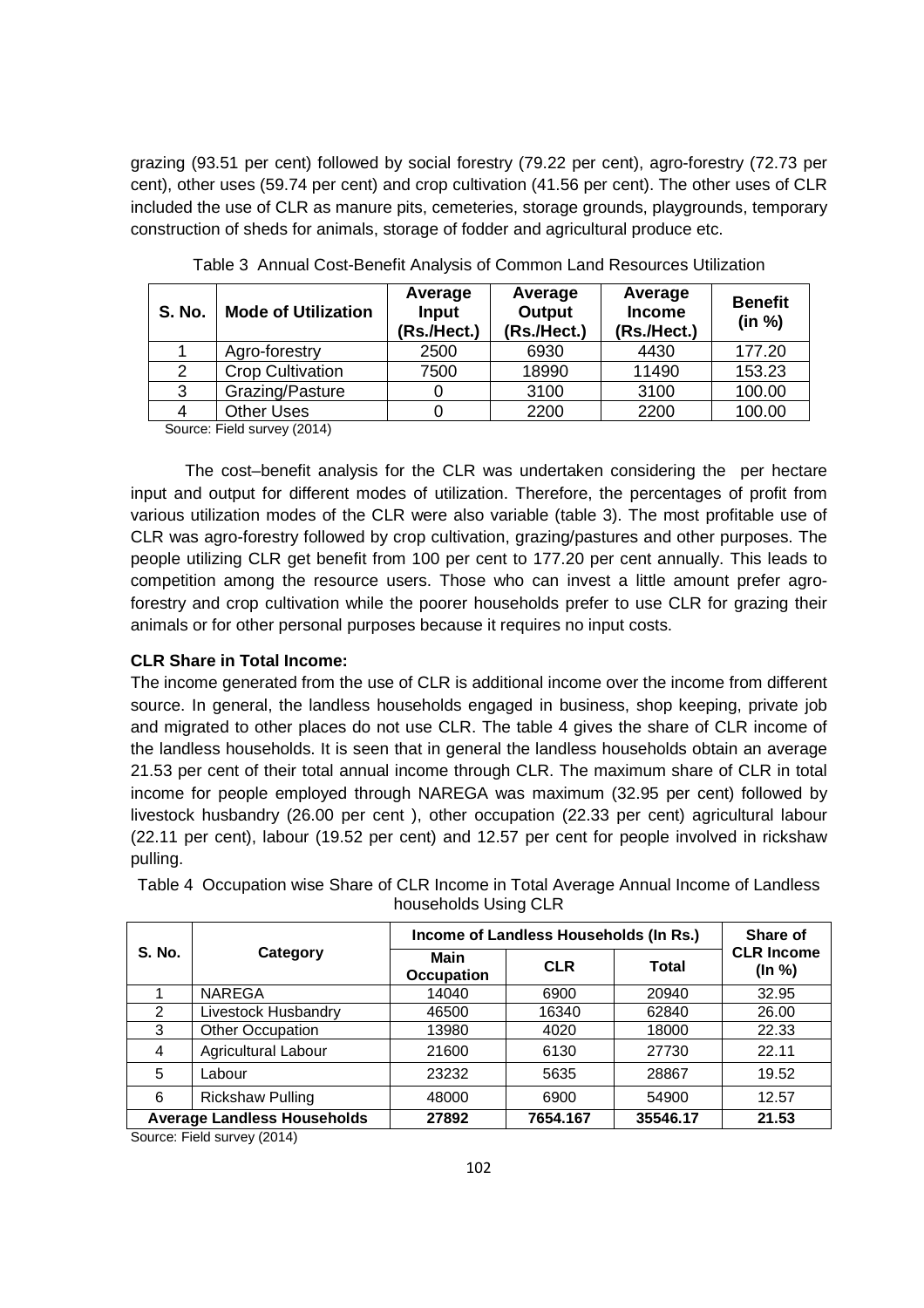grazing (93.51 per cent) followed by social forestry (79.22 per cent), agro-forestry (72.73 per cent), other uses (59.74 per cent) and crop cultivation (41.56 per cent). The other uses of CLR included the use of CLR as manure pits, cemeteries, storage grounds, playgrounds, temporary construction of sheds for animals, storage of fodder and agricultural produce etc.

Table 3 Annual Cost-Benefit Analysis of Common Land Resources Utilization

| S. No. | Mode of Utilization | Average Input (Rs./Hect.) | Average Output (Rs./Hect.) | Average Income (Rs./Hect.) | Benefit (in %) |
|---|---|---|---|---|---|
| 1 | Agro-forestry | 2500 | 6930 | 4430 | 177.20 |
| 2 | Crop Cultivation | 7500 | 18990 | 11490 | 153.23 |
| 3 | Grazing/Pasture | 0 | 3100 | 3100 | 100.00 |
| 4 | Other Uses | 0 | 2200 | 2200 | 100.00 |

Source: Field survey (2014)

The cost–benefit analysis for the CLR was undertaken considering the per hectare input and output for different modes of utilization. Therefore, the percentages of profit from various utilization modes of the CLR were also variable (table 3). The most profitable use of CLR was agro-forestry followed by crop cultivation, grazing/pastures and other purposes. The people utilizing CLR get benefit from 100 per cent to 177.20 per cent annually. This leads to competition among the resource users. Those who can invest a little amount prefer agro-forestry and crop cultivation while the poorer households prefer to use CLR for grazing their animals or for other personal purposes because it requires no input costs.

**CLR Share in Total Income:**

The income generated from the use of CLR is additional income over the income from different source. In general, the landless households engaged in business, shop keeping, private job and migrated to other places do not use CLR. The table 4 gives the share of CLR income of the landless households. It is seen that in general the landless households obtain an average 21.53 per cent of their total annual income through CLR. The maximum share of CLR in total income for people employed through NAREGA was maximum (32.95 per cent) followed by livestock husbandry (26.00 per cent ), other occupation (22.33 per cent) agricultural labour (22.11 per cent), labour (19.52 per cent) and 12.57 per cent for people involved in rickshaw pulling.

Table 4 Occupation wise Share of CLR Income in Total Average Annual Income of Landless households Using CLR

| S. No. | Category | Income of Landless Households (In Rs.) | | | Share of CLR Income (In %) |
|---|---|---|---|---|---|
| | | Main Occupation | CLR | Total | |
| 1 | NAREGA | 14040 | 6900 | 20940 | 32.95 |
| 2 | Livestock Husbandry | 46500 | 16340 | 62840 | 26.00 |
| 3 | Other Occupation | 13980 | 4020 | 18000 | 22.33 |
| 4 | Agricultural Labour | 21600 | 6130 | 27730 | 22.11 |
| 5 | Labour | 23232 | 5635 | 28867 | 19.52 |
| 6 | Rickshaw Pulling | 48000 | 6900 | 54900 | 12.57 |
| **Average Landless Households** | | **27892** | **7654.167** | **35546.17** | **21.53** |

Source: Field survey (2014)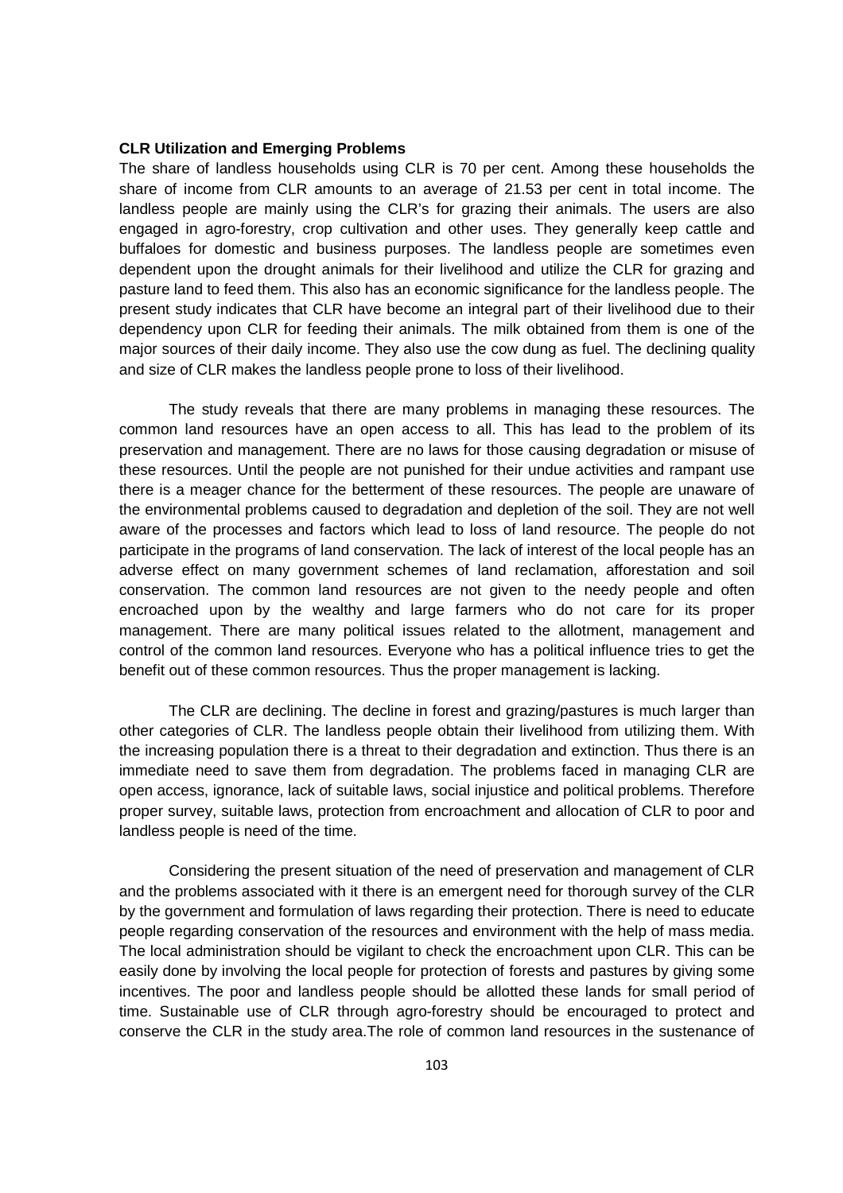**CLR Utilization and Emerging Problems**

The share of landless households using CLR is 70 per cent. Among these households the share of income from CLR amounts to an average of 21.53 per cent in total income. The landless people are mainly using the CLR's for grazing their animals. The users are also engaged in agro-forestry, crop cultivation and other uses. They generally keep cattle and buffaloes for domestic and business purposes. The landless people are sometimes even dependent upon the drought animals for their livelihood and utilize the CLR for grazing and pasture land to feed them. This also has an economic significance for the landless people. The present study indicates that CLR have become an integral part of their livelihood due to their dependency upon CLR for feeding their animals. The milk obtained from them is one of the major sources of their daily income. They also use the cow dung as fuel. The declining quality and size of CLR makes the landless people prone to loss of their livelihood.

The study reveals that there are many problems in managing these resources. The common land resources have an open access to all. This has lead to the problem of its preservation and management. There are no laws for those causing degradation or misuse of these resources. Until the people are not punished for their undue activities and rampant use there is a meager chance for the betterment of these resources. The people are unaware of the environmental problems caused to degradation and depletion of the soil. They are not well aware of the processes and factors which lead to loss of land resource. The people do not participate in the programs of land conservation. The lack of interest of the local people has an adverse effect on many government schemes of land reclamation, afforestation and soil conservation. The common land resources are not given to the needy people and often encroached upon by the wealthy and large farmers who do not care for its proper management. There are many political issues related to the allotment, management and control of the common land resources. Everyone who has a political influence tries to get the benefit out of these common resources. Thus the proper management is lacking.

The CLR are declining. The decline in forest and grazing/pastures is much larger than other categories of CLR. The landless people obtain their livelihood from utilizing them. With the increasing population there is a threat to their degradation and extinction. Thus there is an immediate need to save them from degradation. The problems faced in managing CLR are open access, ignorance, lack of suitable laws, social injustice and political problems. Therefore proper survey, suitable laws, protection from encroachment and allocation of CLR to poor and landless people is need of the time.

Considering the present situation of the need of preservation and management of CLR and the problems associated with it there is an emergent need for thorough survey of the CLR by the government and formulation of laws regarding their protection. There is need to educate people regarding conservation of the resources and environment with the help of mass media. The local administration should be vigilant to check the encroachment upon CLR. This can be easily done by involving the local people for protection of forests and pastures by giving some incentives. The poor and landless people should be allotted these lands for small period of time. Sustainable use of CLR through agro-forestry should be encouraged to protect and conserve the CLR in the study area.The role of common land resources in the sustenance of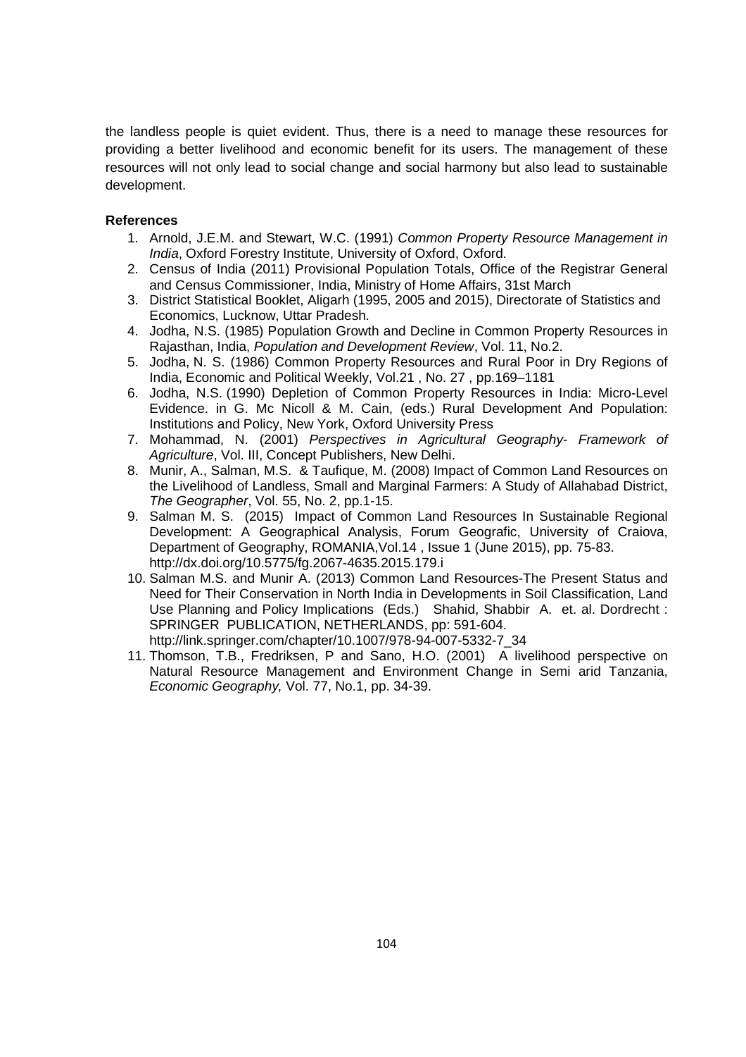the landless people is quiet evident. Thus, there is a need to manage these resources for providing a better livelihood and economic benefit for its users. The management of these resources will not only lead to social change and social harmony but also lead to sustainable development.

**References**

1. Arnold, J.E.M. and Stewart, W.C. (1991) *Common Property Resource Management in India*, Oxford Forestry Institute, University of Oxford, Oxford.
2. Census of India (2011) Provisional Population Totals, Office of the Registrar General and Census Commissioner, India, Ministry of Home Affairs, 31st March
3. District Statistical Booklet, Aligarh (1995, 2005 and 2015), Directorate of Statistics and Economics, Lucknow, Uttar Pradesh.
4. Jodha, N.S. (1985) Population Growth and Decline in Common Property Resources in Rajasthan, India, *Population and Development Review*, Vol. 11, No.2.
5. Jodha, N. S. (1986) Common Property Resources and Rural Poor in Dry Regions of India, Economic and Political Weekly, Vol.21 , No. 27 , pp.169–1181
6. Jodha, N.S. (1990) Depletion of Common Property Resources in India: Micro-Level Evidence. in G. Mc Nicoll & M. Cain, (eds.) Rural Development And Population: Institutions and Policy, New York, Oxford University Press
7. Mohammad, N. (2001) *Perspectives in Agricultural Geography- Framework of Agriculture*, Vol. III, Concept Publishers, New Delhi.
8. Munir, A., Salman, M.S. & Taufique, M. (2008) Impact of Common Land Resources on the Livelihood of Landless, Small and Marginal Farmers: A Study of Allahabad District, *The Geographer*, Vol. 55, No. 2, pp.1-15.
9. Salman M. S. (2015) Impact of Common Land Resources In Sustainable Regional Development: A Geographical Analysis, Forum Geografic, University of Craiova, Department of Geography, ROMANIA,Vol.14 , Issue 1 (June 2015), pp. 75-83. http://dx.doi.org/10.5775/fg.2067-4635.2015.179.i
10. Salman M.S. and Munir A. (2013) Common Land Resources-The Present Status and Need for Their Conservation in North India in Developments in Soil Classification, Land Use Planning and Policy Implications (Eds.) Shahid, Shabbir A. et. al. Dordrecht : SPRINGER PUBLICATION, NETHERLANDS, pp: 591-604. http://link.springer.com/chapter/10.1007/978-94-007-5332-7_34
11. Thomson, T.B., Fredriksen, P and Sano, H.O. (2001) A livelihood perspective on Natural Resource Management and Environment Change in Semi arid Tanzania, *Economic Geography,* Vol. 77, No.1, pp. 34-39.